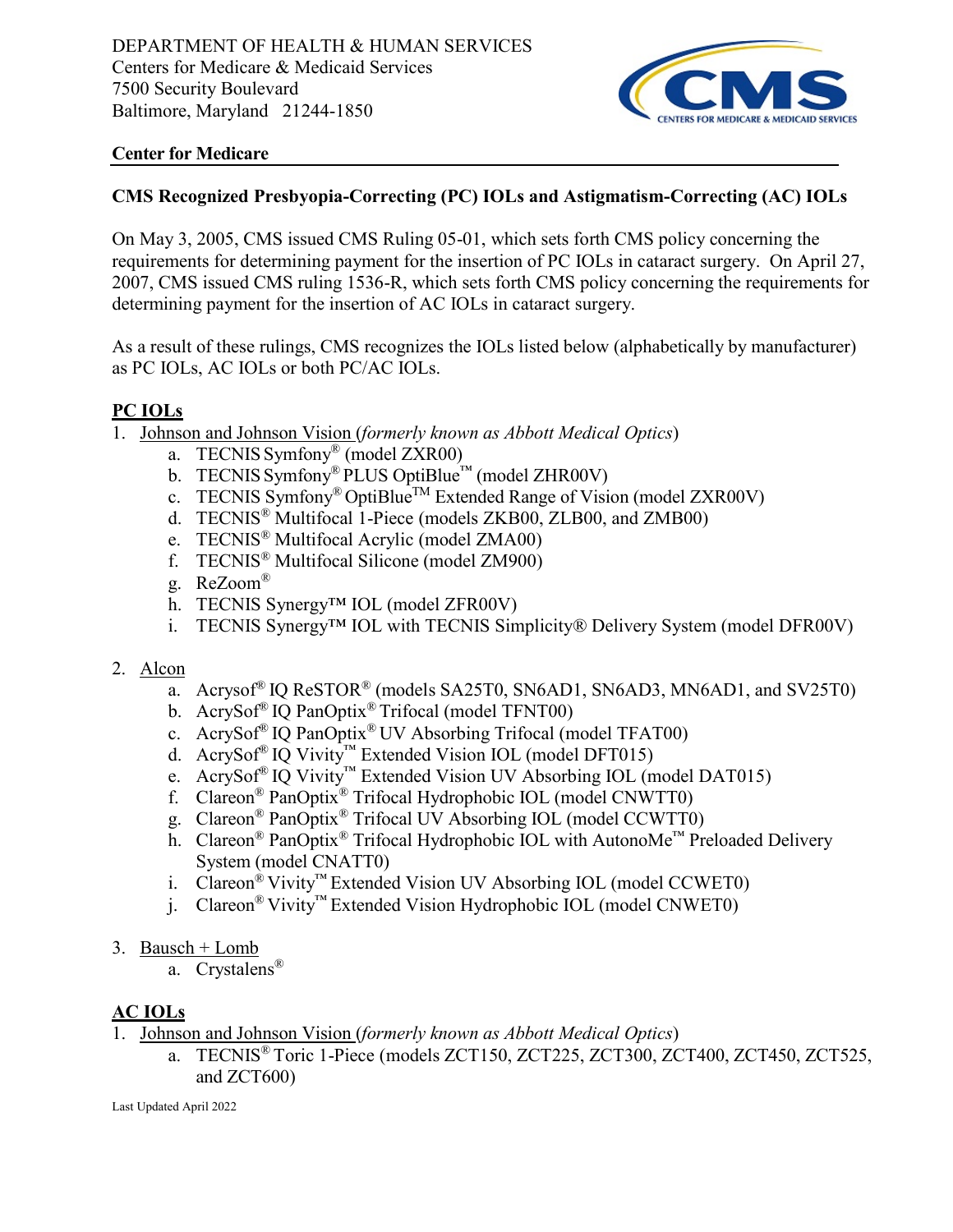DEPARTMENT OF HEALTH & HUMAN SERVICES
Centers for Medicare & Medicaid Services
7500 Security Boulevard
Baltimore, Maryland 21244-1850

**Center for Medicare**

## CMS Recognized Presbyopia-Correcting (PC) IOLs and Astigmatism-Correcting (AC) IOLs

On May 3, 2005, CMS issued CMS Ruling 05-01, which sets forth CMS policy concerning the requirements for determining payment for the insertion of PC IOLs in cataract surgery. On April 27, 2007, CMS issued CMS ruling 1536-R, which sets forth CMS policy concerning the requirements for determining payment for the insertion of AC IOLs in cataract surgery.

As a result of these rulings, CMS recognizes the IOLs listed below (alphabetically by manufacturer) as PC IOLs, AC IOLs or both PC/AC IOLs.

### PC IOLs

1. Johnson and Johnson Vision (*formerly known as Abbott Medical Optics*)
   a. TECNIS Symfony® (model ZXR00)
   b. TECNIS Symfony® PLUS OptiBlue™ (model ZHR00V)
   c. TECNIS Symfony® OptiBlue™ Extended Range of Vision (model ZXR00V)
   d. TECNIS® Multifocal 1-Piece (models ZKB00, ZLB00, and ZMB00)
   e. TECNIS® Multifocal Acrylic (model ZMA00)
   f. TECNIS® Multifocal Silicone (model ZM900)
   g. ReZoom®
   h. TECNIS Synergy™ IOL (model ZFR00V)
   i. TECNIS Synergy™ IOL with TECNIS Simplicity® Delivery System (model DFR00V)

2. Alcon
   a. Acrysof® IQ ReSTOR® (models SA25T0, SN6AD1, SN6AD3, MN6AD1, and SV25T0)
   b. AcrySof® IQ PanOptix® Trifocal (model TFNT00)
   c. AcrySof® IQ PanOptix® UV Absorbing Trifocal (model TFAT00)
   d. AcrySof® IQ Vivity™ Extended Vision IOL (model DFT015)
   e. AcrySof® IQ Vivity™ Extended Vision UV Absorbing IOL (model DAT015)
   f. Clareon® PanOptix® Trifocal Hydrophobic IOL (model CNWTT0)
   g. Clareon® PanOptix® Trifocal UV Absorbing IOL (model CCWTT0)
   h. Clareon® PanOptix® Trifocal Hydrophobic IOL with AutonoMe™ Preloaded Delivery System (model CNATT0)
   i. Clareon® Vivity™ Extended Vision UV Absorbing IOL (model CCWET0)
   j. Clareon® Vivity™ Extended Vision Hydrophobic IOL (model CNWET0)

3. Bausch + Lomb
   a. Crystalens®

### AC IOLs

1. Johnson and Johnson Vision (*formerly known as Abbott Medical Optics*)
   a. TECNIS® Toric 1-Piece (models ZCT150, ZCT225, ZCT300, ZCT400, ZCT450, ZCT525, and ZCT600)

Last Updated April 2022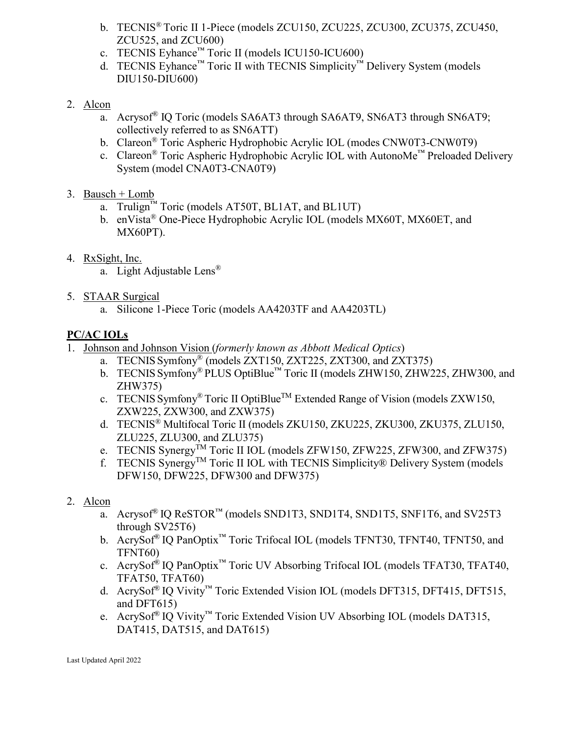b. TECNIS® Toric II 1-Piece (models ZCU150, ZCU225, ZCU300, ZCU375, ZCU450, ZCU525, and ZCU600)
c. TECNIS Eyhance™ Toric II (models ICU150-ICU600)
d. TECNIS Eyhance™ Toric II with TECNIS Simplicity™ Delivery System (models DIU150-DIU600)

2. Alcon
   a. Acrysof® IQ Toric (models SA6AT3 through SA6AT9, SN6AT3 through SN6AT9; collectively referred to as SN6ATT)
   b. Clareon® Toric Aspheric Hydrophobic Acrylic IOL (modes CNW0T3-CNW0T9)
   c. Clareon® Toric Aspheric Hydrophobic Acrylic IOL with AutonoMe™ Preloaded Delivery System (model CNA0T3-CNA0T9)

3. Bausch + Lomb
   a. Trulign™ Toric (models AT50T, BL1AT, and BL1UT)
   b. enVista® One-Piece Hydrophobic Acrylic IOL (models MX60T, MX60ET, and MX60PT).

4. RxSight, Inc.
   a. Light Adjustable Lens®

5. STAAR Surgical
   a. Silicone 1-Piece Toric (models AA4203TF and AA4203TL)

**PC/AC IOLs**

1. Johnson and Johnson Vision (*formerly known as Abbott Medical Optics*)
   a. TECNIS Symfony® (models ZXT150, ZXT225, ZXT300, and ZXT375)
   b. TECNIS Symfony® PLUS OptiBlue™ Toric II (models ZHW150, ZHW225, ZHW300, and ZHW375)
   c. TECNIS Symfony® Toric II OptiBlue™ Extended Range of Vision (models ZXW150, ZXW225, ZXW300, and ZXW375)
   d. TECNIS® Multifocal Toric II (models ZKU150, ZKU225, ZKU300, ZKU375, ZLU150, ZLU225, ZLU300, and ZLU375)
   e. TECNIS Synergy™ Toric II IOL (models ZFW150, ZFW225, ZFW300, and ZFW375)
   f. TECNIS Synergy™ Toric II IOL with TECNIS Simplicity® Delivery System (models DFW150, DFW225, DFW300 and DFW375)

2. Alcon
   a. Acrysof® IQ ReSTOR™ (models SND1T3, SND1T4, SND1T5, SNF1T6, and SV25T3 through SV25T6)
   b. AcrySof® IQ PanOptix™ Toric Trifocal IOL (models TFNT30, TFNT40, TFNT50, and TFNT60)
   c. AcrySof® IQ PanOptix™ Toric UV Absorbing Trifocal IOL (models TFAT30, TFAT40, TFAT50, TFAT60)
   d. AcrySof® IQ Vivity™ Toric Extended Vision IOL (models DFT315, DFT415, DFT515, and DFT615)
   e. AcrySof® IQ Vivity™ Toric Extended Vision UV Absorbing IOL (models DAT315, DAT415, DAT515, and DAT615)

Last Updated April 2022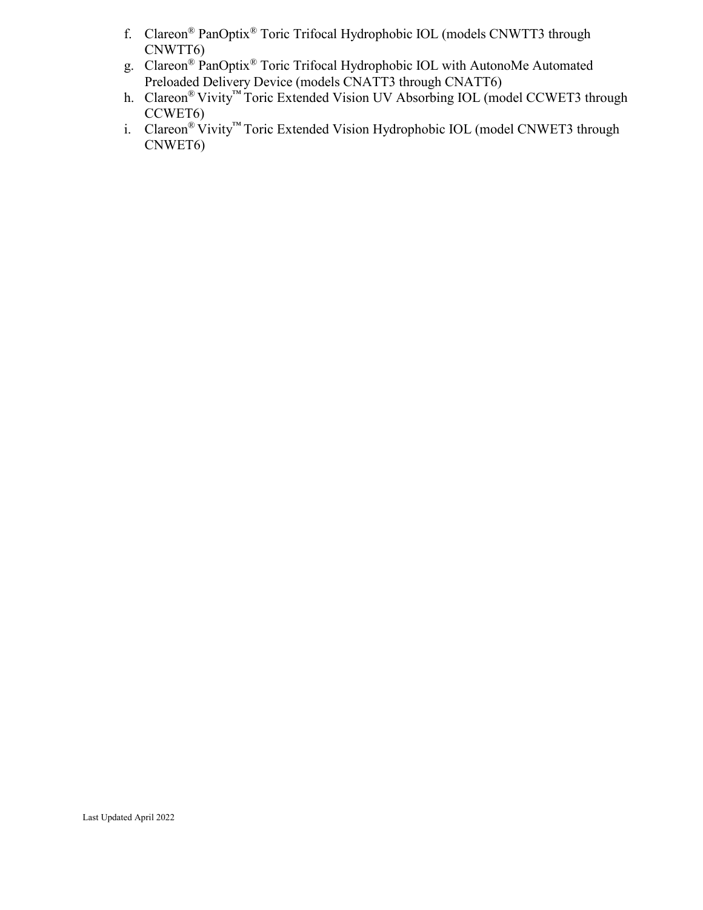f. Clareon® PanOptix® Toric Trifocal Hydrophobic IOL (models CNWTT3 through CNWTT6)
g. Clareon® PanOptix® Toric Trifocal Hydrophobic IOL with AutonoMe Automated Preloaded Delivery Device (models CNATT3 through CNATT6)
h. Clareon® Vivity™ Toric Extended Vision UV Absorbing IOL (model CCWET3 through CCWET6)
i. Clareon® Vivity™ Toric Extended Vision Hydrophobic IOL (model CNWET3 through CNWET6)

Last Updated April 2022